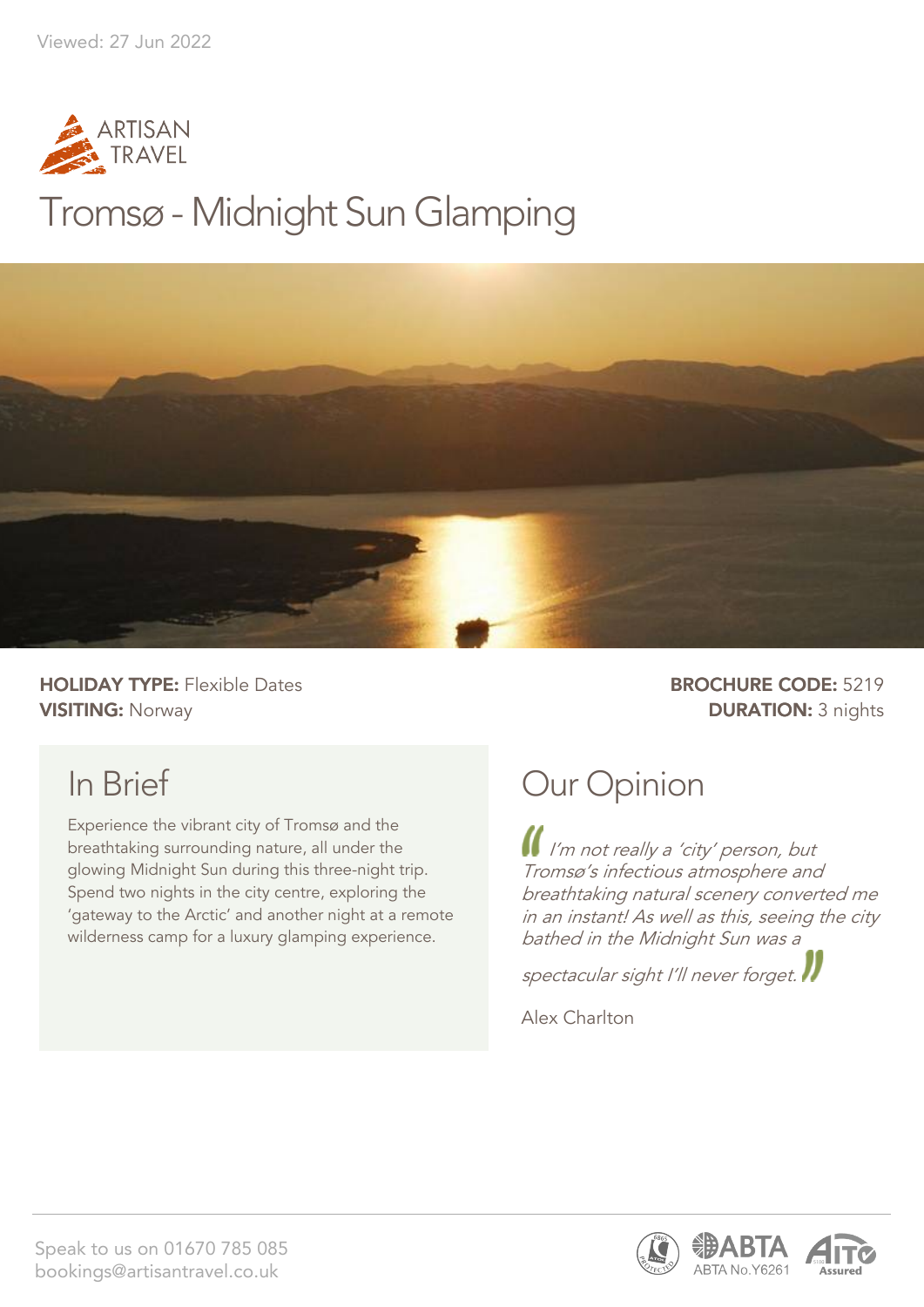Viewed: 27 Jun 2022

ARTISAN TRAVEL

# Tromsø - Midnight Sun Glamping

**HOLIDAY TYPE:** Flexible Dates
**VISITING:** Norway

**BROCHURE CODE:** 5219
**DURATION:** 3 nights

## In Brief

Experience the vibrant city of Tromsø and the breathtaking surrounding nature, all under the glowing Midnight Sun during this three-night trip. Spend two nights in the city centre, exploring the 'gateway to the Arctic' and another night at a remote wilderness camp for a luxury glamping experience.

## Our Opinion

*I'm not really a 'city' person, but Tromsø's infectious atmosphere and breathtaking natural scenery converted me in an instant! As well as this, seeing the city bathed in the Midnight Sun was a spectacular sight I'll never forget.*

Alex Charlton

Speak to us on 01670 785 085
bookings@artisantravel.co.uk

ABTA No.Y6261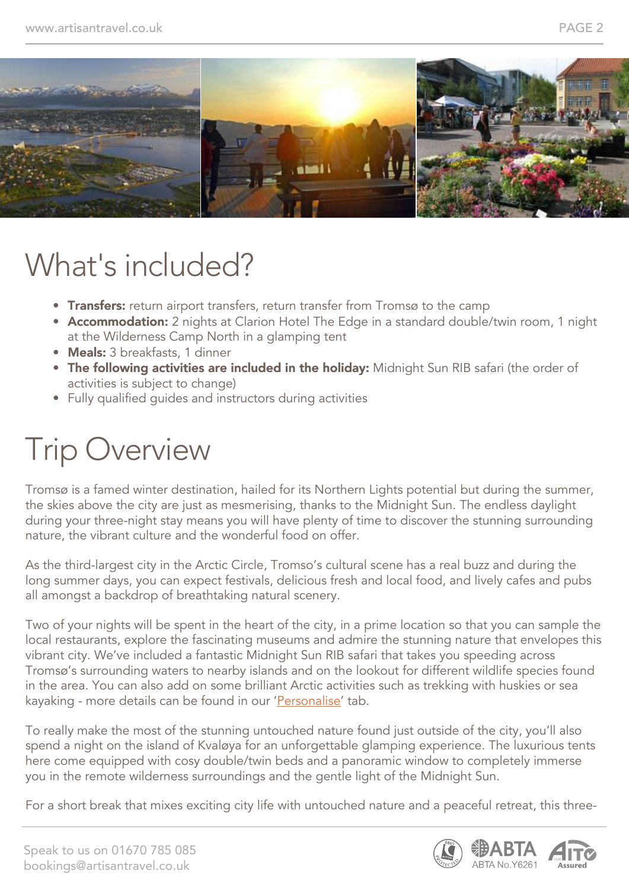# What's included?

- **Transfers:** return airport transfers, return transfer from Tromsø to the camp
- **Accommodation:** 2 nights at Clarion Hotel The Edge in a standard double/twin room, 1 night at the Wilderness Camp North in a glamping tent
- **Meals:** 3 breakfasts, 1 dinner
- **The following activities are included in the holiday:** Midnight Sun RIB safari (the order of activities is subject to change)
- Fully qualified guides and instructors during activities

# Trip Overview

Tromsø is a famed winter destination, hailed for its Northern Lights potential but during the summer, the skies above the city are just as mesmerising, thanks to the Midnight Sun. The endless daylight during your three-night stay means you will have plenty of time to discover the stunning surrounding nature, the vibrant culture and the wonderful food on offer.

As the third-largest city in the Arctic Circle, Tromso's cultural scene has a real buzz and during the long summer days, you can expect festivals, delicious fresh and local food, and lively cafes and pubs all amongst a backdrop of breathtaking natural scenery.

Two of your nights will be spent in the heart of the city, in a prime location so that you can sample the local restaurants, explore the fascinating museums and admire the stunning nature that envelopes this vibrant city. We've included a fantastic Midnight Sun RIB safari that takes you speeding across Tromsø's surrounding waters to nearby islands and on the lookout for different wildlife species found in the area. You can also add on some brilliant Arctic activities such as trekking with huskies or sea kayaking - more details can be found in our 'Personalise' tab.

To really make the most of the stunning untouched nature found just outside of the city, you'll also spend a night on the island of Kvaløya for an unforgettable glamping experience. The luxurious tents here come equipped with cosy double/twin beds and a panoramic window to completely immerse you in the remote wilderness surroundings and the gentle light of the Midnight Sun.

For a short break that mixes exciting city life with untouched nature and a peaceful retreat, this three-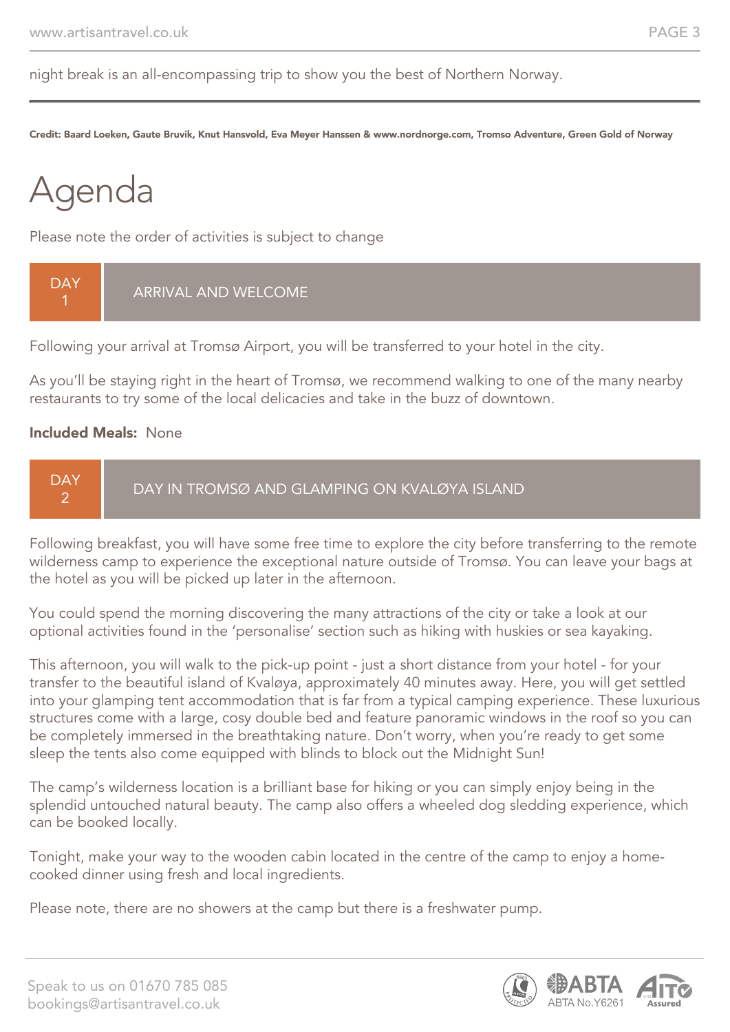night break is an all-encompassing trip to show you the best of Northern Norway.

**Credit: Baard Loeken, Gaute Bruvik, Knut Hansvold, Eva Meyer Hanssen & www.nordnorge.com, Tromso Adventure, Green Gold of Norway**

# Agenda

Please note the order of activities is subject to change

## DAY 1 ARRIVAL AND WELCOME

Following your arrival at Tromsø Airport, you will be transferred to your hotel in the city.

As you'll be staying right in the heart of Tromsø, we recommend walking to one of the many nearby restaurants to try some of the local delicacies and take in the buzz of downtown.

**Included Meals:** None

## DAY 2 DAY IN TROMSØ AND GLAMPING ON KVALØYA ISLAND

Following breakfast, you will have some free time to explore the city before transferring to the remote wilderness camp to experience the exceptional nature outside of Tromsø. You can leave your bags at the hotel as you will be picked up later in the afternoon.

You could spend the morning discovering the many attractions of the city or take a look at our optional activities found in the 'personalise' section such as hiking with huskies or sea kayaking.

This afternoon, you will walk to the pick-up point - just a short distance from your hotel - for your transfer to the beautiful island of Kvaløya, approximately 40 minutes away. Here, you will get settled into your glamping tent accommodation that is far from a typical camping experience. These luxurious structures come with a large, cosy double bed and feature panoramic windows in the roof so you can be completely immersed in the breathtaking nature. Don't worry, when you're ready to get some sleep the tents also come equipped with blinds to block out the Midnight Sun!

The camp's wilderness location is a brilliant base for hiking or you can simply enjoy being in the splendid untouched natural beauty. The camp also offers a wheeled dog sledding experience, which can be booked locally.

Tonight, make your way to the wooden cabin located in the centre of the camp to enjoy a home-cooked dinner using fresh and local ingredients.

Please note, there are no showers at the camp but there is a freshwater pump.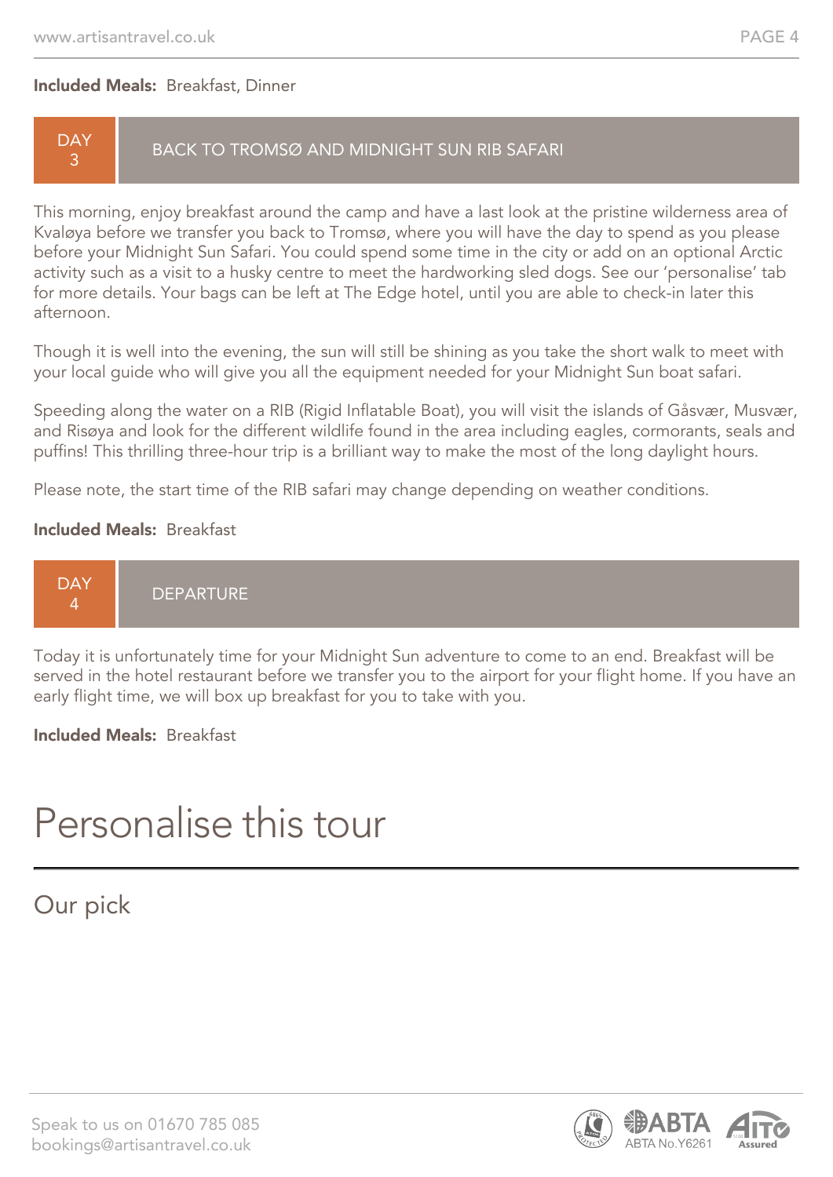**Included Meals:** Breakfast, Dinner

## DAY 3 — BACK TO TROMSØ AND MIDNIGHT SUN RIB SAFARI

This morning, enjoy breakfast around the camp and have a last look at the pristine wilderness area of Kvaløya before we transfer you back to Tromsø, where you will have the day to spend as you please before your Midnight Sun Safari. You could spend some time in the city or add on an optional Arctic activity such as a visit to a husky centre to meet the hardworking sled dogs. See our 'personalise' tab for more details. Your bags can be left at The Edge hotel, until you are able to check-in later this afternoon.

Though it is well into the evening, the sun will still be shining as you take the short walk to meet with your local guide who will give you all the equipment needed for your Midnight Sun boat safari.

Speeding along the water on a RIB (Rigid Inflatable Boat), you will visit the islands of Gåsvær, Musvær, and Risøya and look for the different wildlife found in the area including eagles, cormorants, seals and puffins! This thrilling three-hour trip is a brilliant way to make the most of the long daylight hours.

Please note, the start time of the RIB safari may change depending on weather conditions.

**Included Meals:** Breakfast

## DAY 4 — DEPARTURE

Today it is unfortunately time for your Midnight Sun adventure to come to an end. Breakfast will be served in the hotel restaurant before we transfer you to the airport for your flight home. If you have an early flight time, we will box up breakfast for you to take with you.

**Included Meals:** Breakfast

# Personalise this tour

## Our pick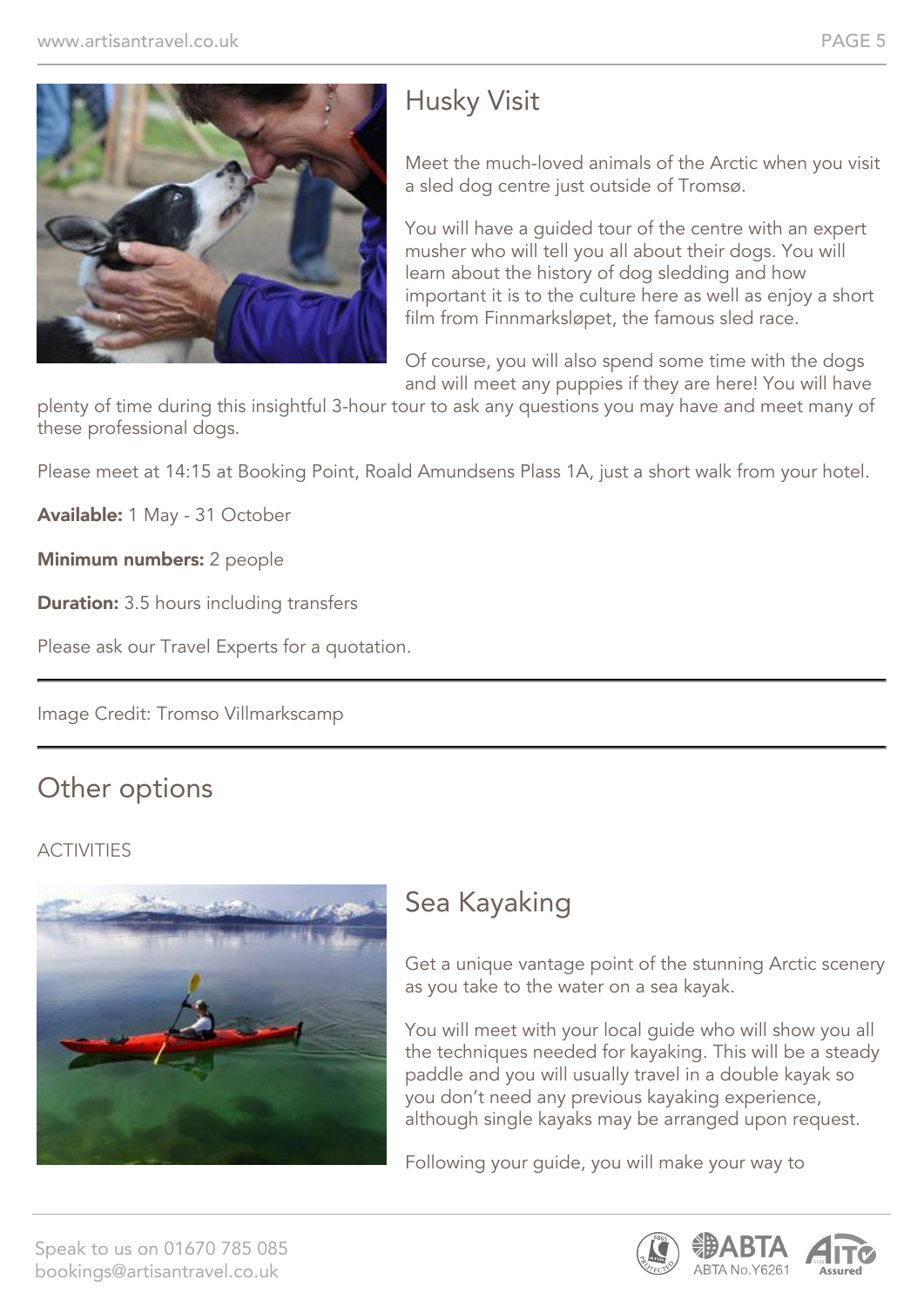## Husky Visit

Meet the much-loved animals of the Arctic when you visit a sled dog centre just outside of Tromsø.

You will have a guided tour of the centre with an expert musher who will tell you all about their dogs. You will learn about the history of dog sledding and how important it is to the culture here as well as enjoy a short film from Finnmarksløpet, the famous sled race.

Of course, you will also spend some time with the dogs and will meet any puppies if they are here! You will have plenty of time during this insightful 3-hour tour to ask any questions you may have and meet many of these professional dogs.

Please meet at 14:15 at Booking Point, Roald Amundsens Plass 1A, just a short walk from your hotel.

**Available:** 1 May - 31 October

**Minimum numbers:** 2 people

**Duration:** 3.5 hours including transfers

Please ask our Travel Experts for a quotation.

---

Image Credit: Tromso Villmarkscamp

---

# Other options

ACTIVITIES

## Sea Kayaking

Get a unique vantage point of the stunning Arctic scenery as you take to the water on a sea kayak.

You will meet with your local guide who will show you all the techniques needed for kayaking. This will be a steady paddle and you will usually travel in a double kayak so you don't need any previous kayaking experience, although single kayaks may be arranged upon request.

Following your guide, you will make your way to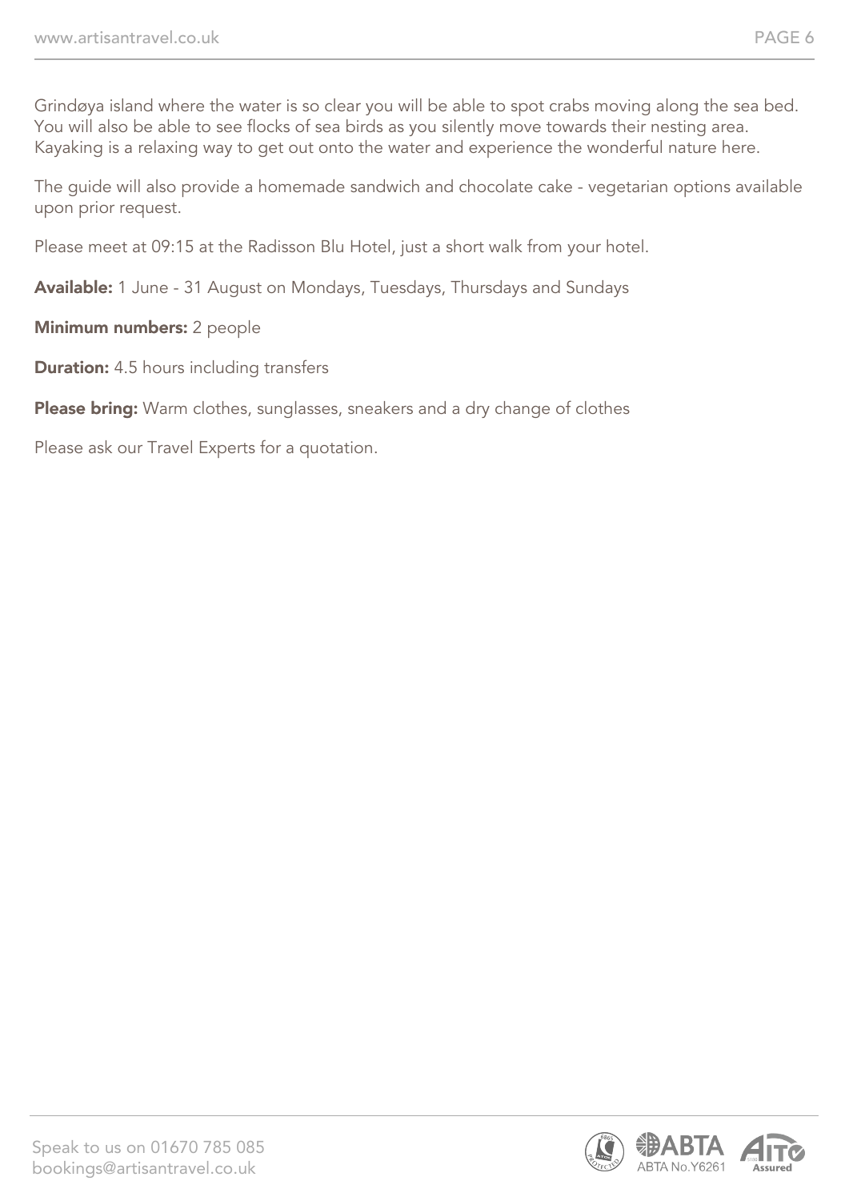Grindøya island where the water is so clear you will be able to spot crabs moving along the sea bed. You will also be able to see flocks of sea birds as you silently move towards their nesting area. Kayaking is a relaxing way to get out onto the water and experience the wonderful nature here.

The guide will also provide a homemade sandwich and chocolate cake - vegetarian options available upon prior request.

Please meet at 09:15 at the Radisson Blu Hotel, just a short walk from your hotel.

**Available:** 1 June - 31 August on Mondays, Tuesdays, Thursdays and Sundays

**Minimum numbers:** 2 people

**Duration:** 4.5 hours including transfers

**Please bring:** Warm clothes, sunglasses, sneakers and a dry change of clothes

Please ask our Travel Experts for a quotation.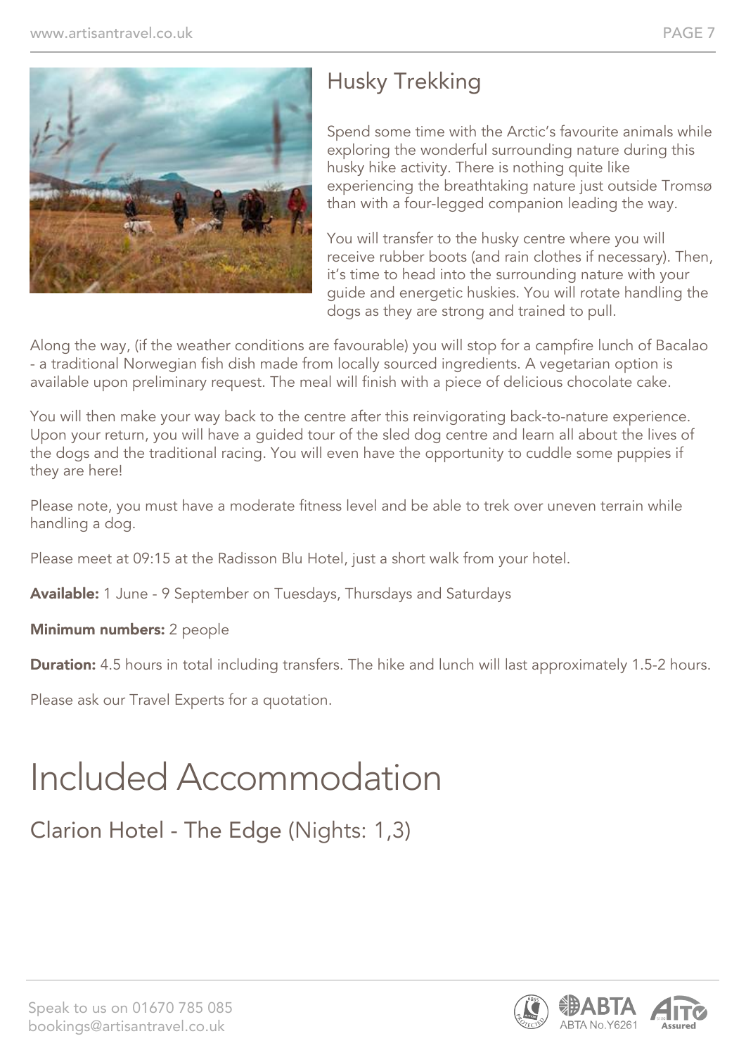## Husky Trekking

Spend some time with the Arctic's favourite animals while exploring the wonderful surrounding nature during this husky hike activity. There is nothing quite like experiencing the breathtaking nature just outside Tromsø than with a four-legged companion leading the way.

You will transfer to the husky centre where you will receive rubber boots (and rain clothes if necessary). Then, it's time to head into the surrounding nature with your guide and energetic huskies. You will rotate handling the dogs as they are strong and trained to pull.

Along the way, (if the weather conditions are favourable) you will stop for a campfire lunch of Bacalao - a traditional Norwegian fish dish made from locally sourced ingredients. A vegetarian option is available upon preliminary request. The meal will finish with a piece of delicious chocolate cake.

You will then make your way back to the centre after this reinvigorating back-to-nature experience. Upon your return, you will have a guided tour of the sled dog centre and learn all about the lives of the dogs and the traditional racing. You will even have the opportunity to cuddle some puppies if they are here!

Please note, you must have a moderate fitness level and be able to trek over uneven terrain while handling a dog.

Please meet at 09:15 at the Radisson Blu Hotel, just a short walk from your hotel.

**Available:** 1 June - 9 September on Tuesdays, Thursdays and Saturdays

**Minimum numbers:** 2 people

**Duration:** 4.5 hours in total including transfers. The hike and lunch will last approximately 1.5-2 hours.

Please ask our Travel Experts for a quotation.

# Included Accommodation

## Clarion Hotel - The Edge (Nights: 1,3)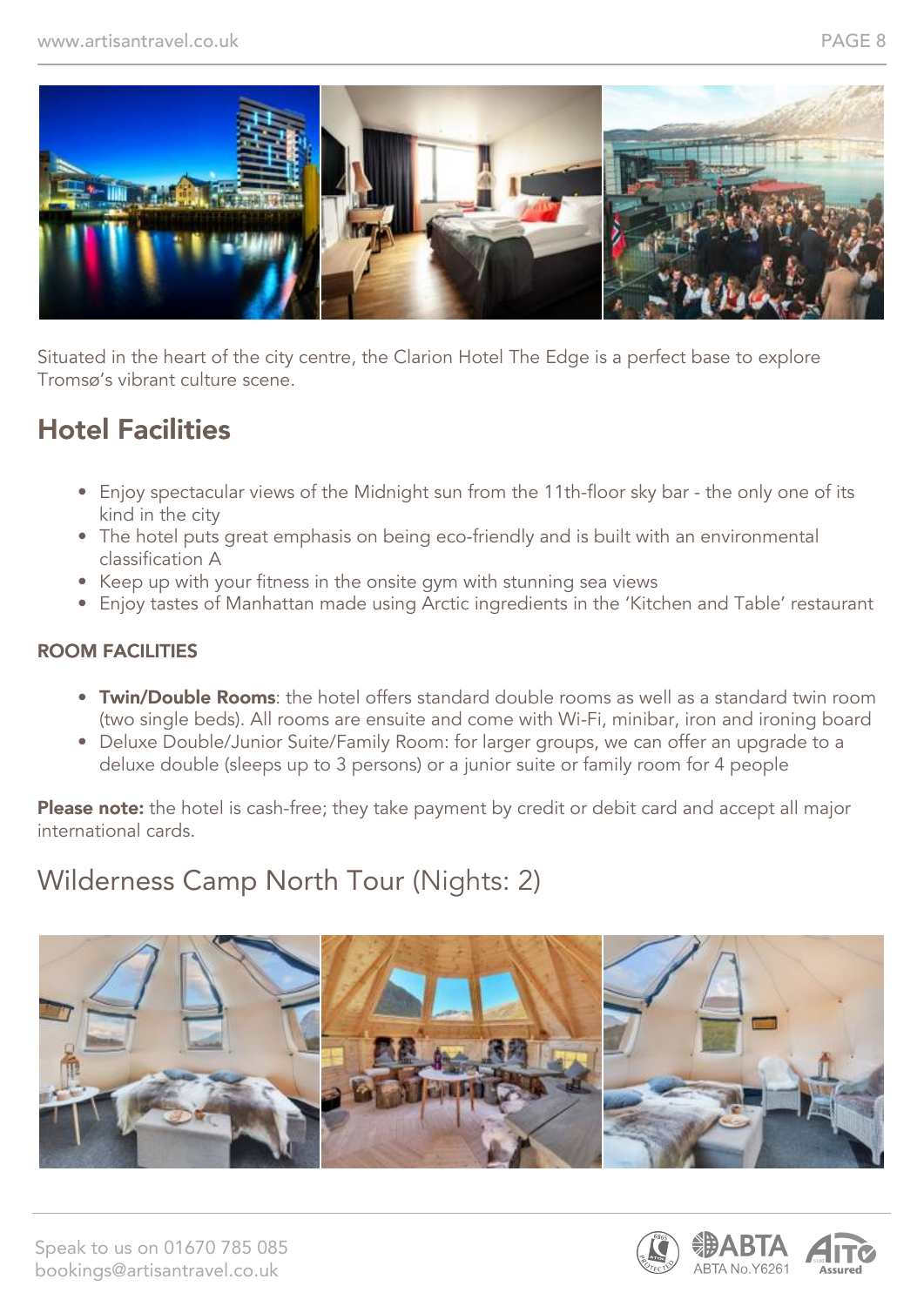Situated in the heart of the city centre, the Clarion Hotel The Edge is a perfect base to explore Tromsø's vibrant culture scene.

## Hotel Facilities

- Enjoy spectacular views of the Midnight sun from the 11th-floor sky bar - the only one of its kind in the city
- The hotel puts great emphasis on being eco-friendly and is built with an environmental classification A
- Keep up with your fitness in the onsite gym with stunning sea views
- Enjoy tastes of Manhattan made using Arctic ingredients in the 'Kitchen and Table' restaurant

### ROOM FACILITIES

- **Twin/Double Rooms**: the hotel offers standard double rooms as well as a standard twin room (two single beds). All rooms are ensuite and come with Wi-Fi, minibar, iron and ironing board
- Deluxe Double/Junior Suite/Family Room: for larger groups, we can offer an upgrade to a deluxe double (sleeps up to 3 persons) or a junior suite or family room for 4 people

**Please note:** the hotel is cash-free; they take payment by credit or debit card and accept all major international cards.

## Wilderness Camp North Tour (Nights: 2)

Speak to us on 01670 785 085
bookings@artisantravel.co.uk

ABTA No.Y6261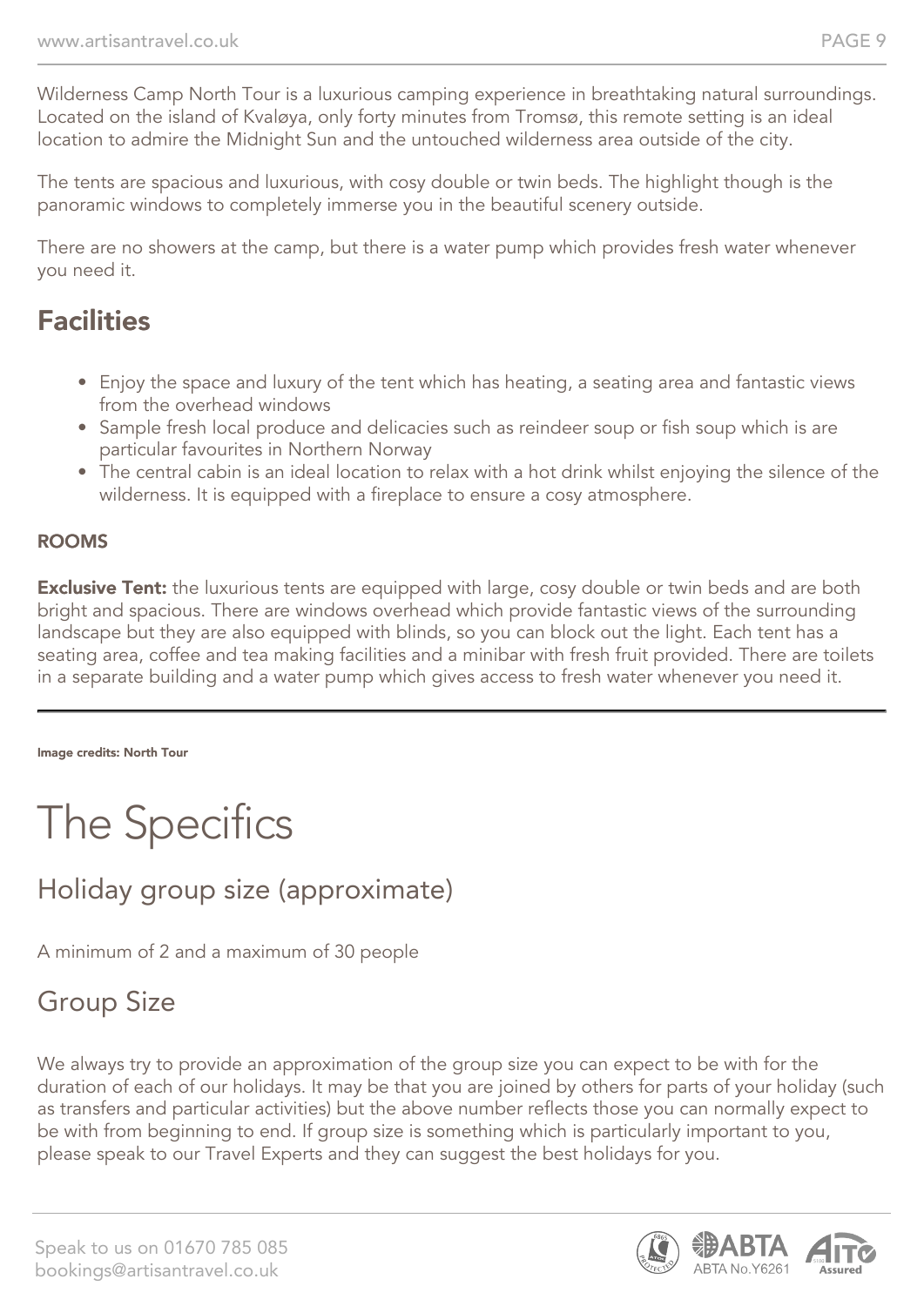Wilderness Camp North Tour is a luxurious camping experience in breathtaking natural surroundings. Located on the island of Kvaløya, only forty minutes from Tromsø, this remote setting is an ideal location to admire the Midnight Sun and the untouched wilderness area outside of the city.

The tents are spacious and luxurious, with cosy double or twin beds. The highlight though is the panoramic windows to completely immerse you in the beautiful scenery outside.

There are no showers at the camp, but there is a water pump which provides fresh water whenever you need it.

## Facilities

- Enjoy the space and luxury of the tent which has heating, a seating area and fantastic views from the overhead windows
- Sample fresh local produce and delicacies such as reindeer soup or fish soup which is are particular favourites in Northern Norway
- The central cabin is an ideal location to relax with a hot drink whilst enjoying the silence of the wilderness. It is equipped with a fireplace to ensure a cosy atmosphere.

### ROOMS

**Exclusive Tent:** the luxurious tents are equipped with large, cosy double or twin beds and are both bright and spacious. There are windows overhead which provide fantastic views of the surrounding landscape but they are also equipped with blinds, so you can block out the light. Each tent has a seating area, coffee and tea making facilities and a minibar with fresh fruit provided. There are toilets in a separate building and a water pump which gives access to fresh water whenever you need it.

**Image credits: North Tour**

# The Specifics

## Holiday group size (approximate)

A minimum of 2 and a maximum of 30 people

## Group Size

We always try to provide an approximation of the group size you can expect to be with for the duration of each of our holidays. It may be that you are joined by others for parts of your holiday (such as transfers and particular activities) but the above number reflects those you can normally expect to be with from beginning to end. If group size is something which is particularly important to you, please speak to our Travel Experts and they can suggest the best holidays for you.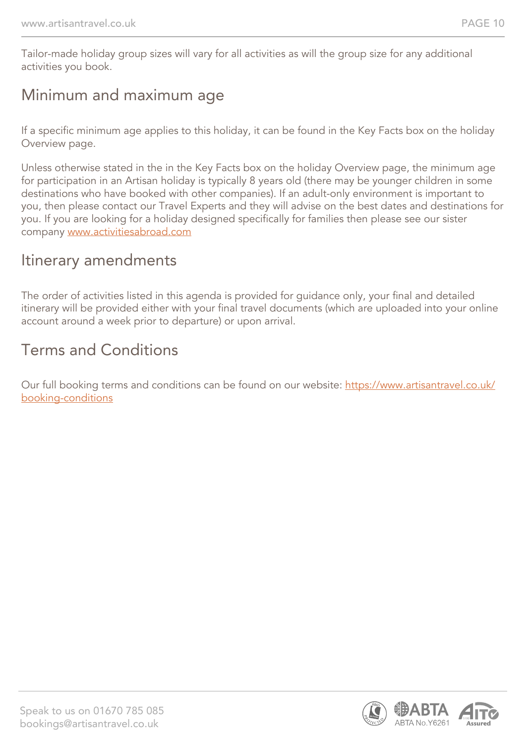Tailor-made holiday group sizes will vary for all activities as will the group size for any additional activities you book.

## Minimum and maximum age

If a specific minimum age applies to this holiday, it can be found in the Key Facts box on the holiday Overview page.

Unless otherwise stated in the in the Key Facts box on the holiday Overview page, the minimum age for participation in an Artisan holiday is typically 8 years old (there may be younger children in some destinations who have booked with other companies). If an adult-only environment is important to you, then please contact our Travel Experts and they will advise on the best dates and destinations for you. If you are looking for a holiday designed specifically for families then please see our sister company [www.activitiesabroad.com](www.activitiesabroad.com)

## Itinerary amendments

The order of activities listed in this agenda is provided for guidance only, your final and detailed itinerary will be provided either with your final travel documents (which are uploaded into your online account around a week prior to departure) or upon arrival.

## Terms and Conditions

Our full booking terms and conditions can be found on our website: [https://www.artisantravel.co.uk/booking-conditions](https://www.artisantravel.co.uk/booking-conditions)